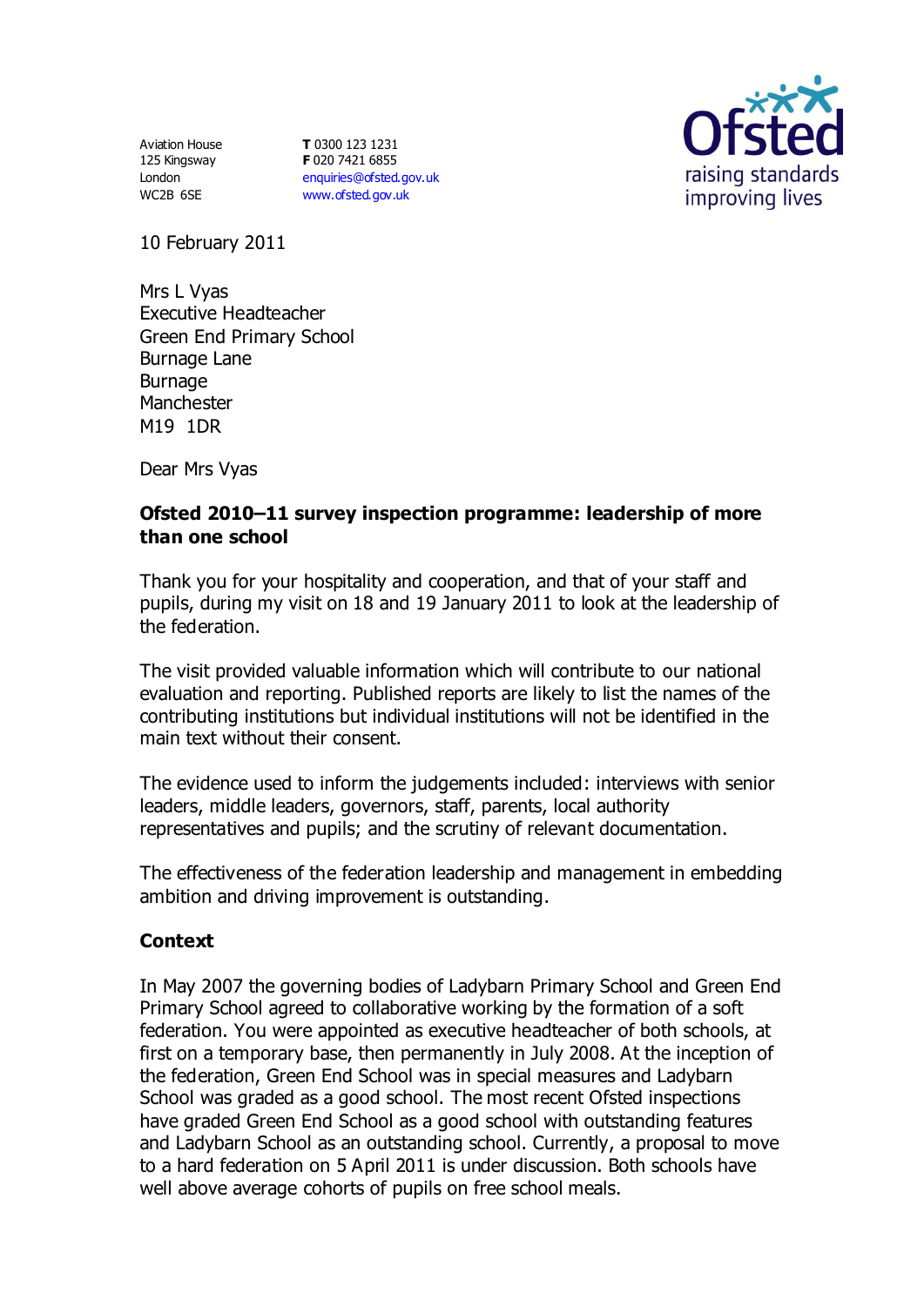Aviation House
125 Kingsway
London
WC2B 6SE

**T** 0300 123 1231
**F** 020 7421 6855
enquiries@ofsted.gov.uk
www.ofsted.gov.uk

10 February 2011

Mrs L Vyas
Executive Headteacher
Green End Primary School
Burnage Lane
Burnage
Manchester
M19 1DR

Dear Mrs Vyas

**Ofsted 2010–11 survey inspection programme: leadership of more than one school**

Thank you for your hospitality and cooperation, and that of your staff and pupils, during my visit on 18 and 19 January 2011 to look at the leadership of the federation.

The visit provided valuable information which will contribute to our national evaluation and reporting. Published reports are likely to list the names of the contributing institutions but individual institutions will not be identified in the main text without their consent.

The evidence used to inform the judgements included: interviews with senior leaders, middle leaders, governors, staff, parents, local authority representatives and pupils; and the scrutiny of relevant documentation.

The effectiveness of the federation leadership and management in embedding ambition and driving improvement is outstanding.

**Context**

In May 2007 the governing bodies of Ladybarn Primary School and Green End Primary School agreed to collaborative working by the formation of a soft federation. You were appointed as executive headteacher of both schools, at first on a temporary base, then permanently in July 2008. At the inception of the federation, Green End School was in special measures and Ladybarn School was graded as a good school. The most recent Ofsted inspections have graded Green End School as a good school with outstanding features and Ladybarn School as an outstanding school. Currently, a proposal to move to a hard federation on 5 April 2011 is under discussion. Both schools have well above average cohorts of pupils on free school meals.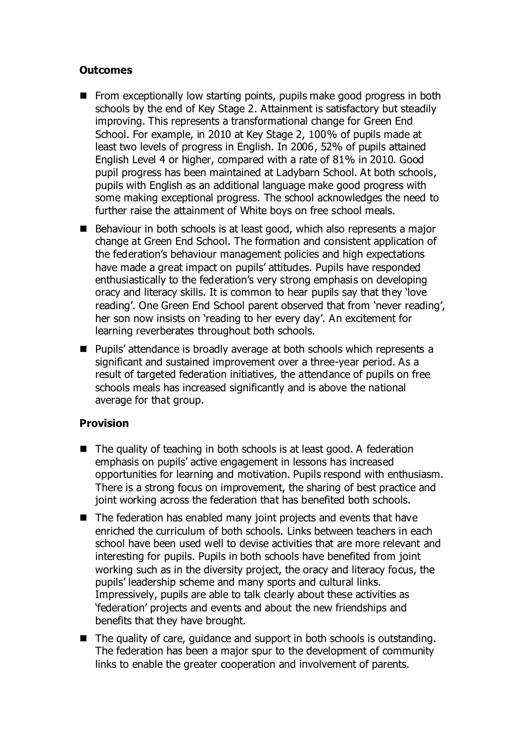**Outcomes**

- From exceptionally low starting points, pupils make good progress in both schools by the end of Key Stage 2. Attainment is satisfactory but steadily improving. This represents a transformational change for Green End School. For example, in 2010 at Key Stage 2, 100% of pupils made at least two levels of progress in English. In 2006, 52% of pupils attained English Level 4 or higher, compared with a rate of 81% in 2010. Good pupil progress has been maintained at Ladybarn School. At both schools, pupils with English as an additional language make good progress with some making exceptional progress. The school acknowledges the need to further raise the attainment of White boys on free school meals.
- Behaviour in both schools is at least good, which also represents a major change at Green End School. The formation and consistent application of the federation's behaviour management policies and high expectations have made a great impact on pupils' attitudes. Pupils have responded enthusiastically to the federation's very strong emphasis on developing oracy and literacy skills. It is common to hear pupils say that they 'love reading'. One Green End School parent observed that from 'never reading', her son now insists on 'reading to her every day'. An excitement for learning reverberates throughout both schools.
- Pupils' attendance is broadly average at both schools which represents a significant and sustained improvement over a three-year period. As a result of targeted federation initiatives, the attendance of pupils on free schools meals has increased significantly and is above the national average for that group.

**Provision**

- The quality of teaching in both schools is at least good. A federation emphasis on pupils' active engagement in lessons has increased opportunities for learning and motivation. Pupils respond with enthusiasm. There is a strong focus on improvement, the sharing of best practice and joint working across the federation that has benefited both schools.
- The federation has enabled many joint projects and events that have enriched the curriculum of both schools. Links between teachers in each school have been used well to devise activities that are more relevant and interesting for pupils. Pupils in both schools have benefited from joint working such as in the diversity project, the oracy and literacy focus, the pupils' leadership scheme and many sports and cultural links. Impressively, pupils are able to talk clearly about these activities as 'federation' projects and events and about the new friendships and benefits that they have brought.
- The quality of care, guidance and support in both schools is outstanding. The federation has been a major spur to the development of community links to enable the greater cooperation and involvement of parents.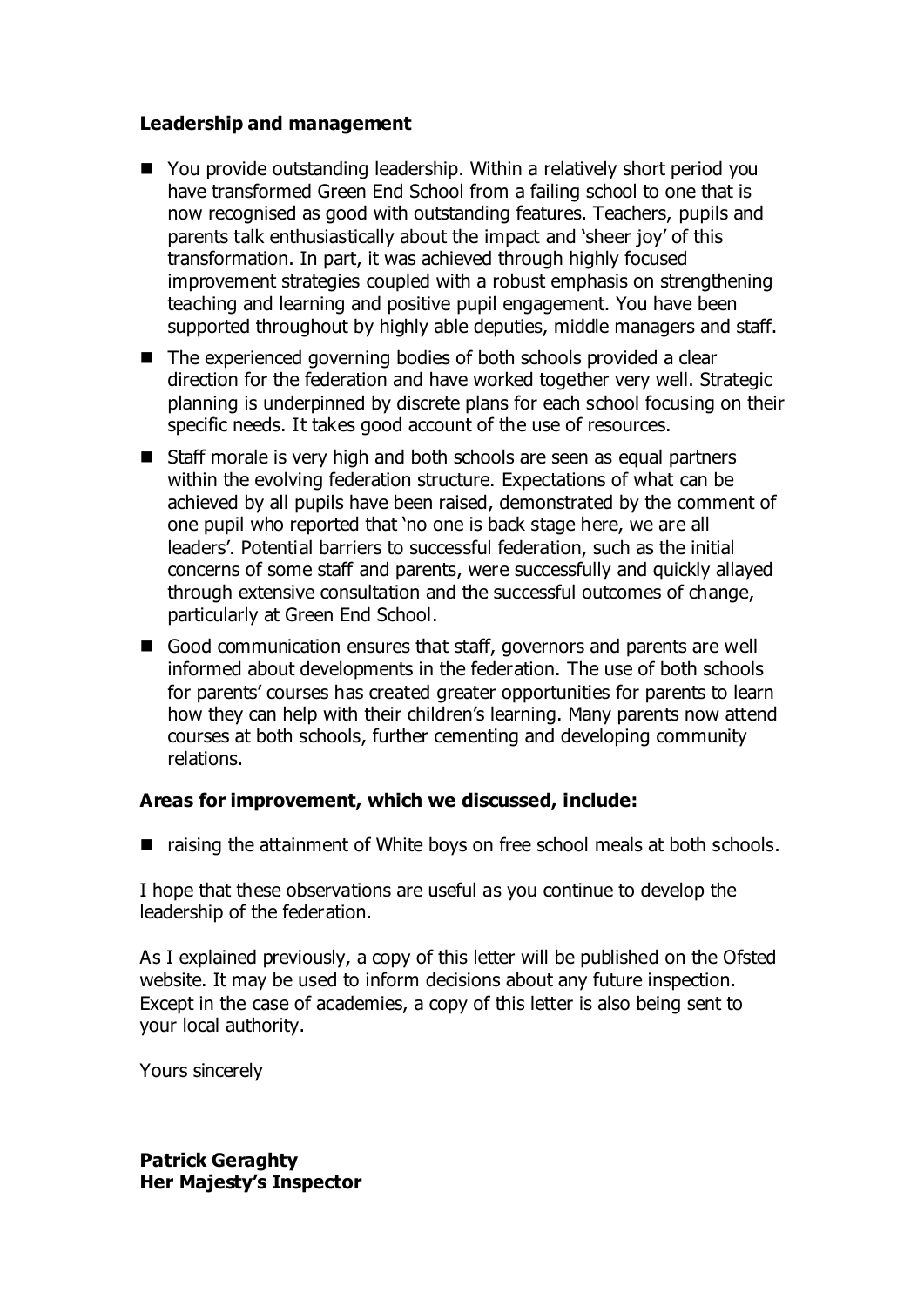**Leadership and management**

- You provide outstanding leadership. Within a relatively short period you have transformed Green End School from a failing school to one that is now recognised as good with outstanding features. Teachers, pupils and parents talk enthusiastically about the impact and 'sheer joy' of this transformation. In part, it was achieved through highly focused improvement strategies coupled with a robust emphasis on strengthening teaching and learning and positive pupil engagement. You have been supported throughout by highly able deputies, middle managers and staff.
- The experienced governing bodies of both schools provided a clear direction for the federation and have worked together very well. Strategic planning is underpinned by discrete plans for each school focusing on their specific needs. It takes good account of the use of resources.
- Staff morale is very high and both schools are seen as equal partners within the evolving federation structure. Expectations of what can be achieved by all pupils have been raised, demonstrated by the comment of one pupil who reported that 'no one is back stage here, we are all leaders'. Potential barriers to successful federation, such as the initial concerns of some staff and parents, were successfully and quickly allayed through extensive consultation and the successful outcomes of change, particularly at Green End School.
- Good communication ensures that staff, governors and parents are well informed about developments in the federation. The use of both schools for parents' courses has created greater opportunities for parents to learn how they can help with their children's learning. Many parents now attend courses at both schools, further cementing and developing community relations.

**Areas for improvement, which we discussed, include:**

- raising the attainment of White boys on free school meals at both schools.

I hope that these observations are useful as you continue to develop the leadership of the federation.

As I explained previously, a copy of this letter will be published on the Ofsted website. It may be used to inform decisions about any future inspection. Except in the case of academies, a copy of this letter is also being sent to your local authority.

Yours sincerely

**Patrick Geraghty**
**Her Majesty's Inspector**